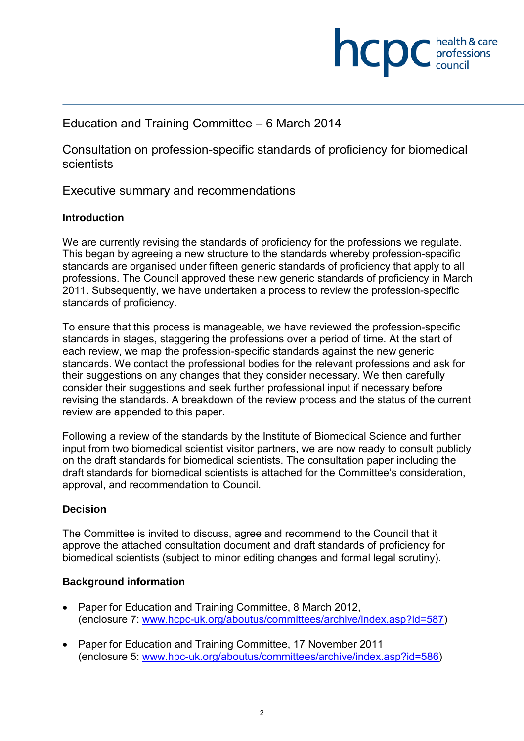Education and Training Committee – 6 March 2014

# Consultation on profession-specific standards of proficiency for biomedical scientists

## Executive summary and recommendations

### Introduction

We are currently revising the standards of proficiency for the professions we regulate. This began by agreeing a new structure to the standards whereby profession-specific standards are organised under fifteen generic standards of proficiency that apply to all professions. The Council approved these new generic standards of proficiency in March 2011. Subsequently, we have undertaken a process to review the profession-specific standards of proficiency.

To ensure that this process is manageable, we have reviewed the profession-specific standards in stages, staggering the professions over a period of time. At the start of each review, we map the profession-specific standards against the new generic standards. We contact the professional bodies for the relevant professions and ask for their suggestions on any changes that they consider necessary. We then carefully consider their suggestions and seek further professional input if necessary before revising the standards. A breakdown of the review process and the status of the current review are appended to this paper.

Following a review of the standards by the Institute of Biomedical Science and further input from two biomedical scientist visitor partners, we are now ready to consult publicly on the draft standards for biomedical scientists. The consultation paper including the draft standards for biomedical scientists is attached for the Committee's consideration, approval, and recommendation to Council.

### Decision

The Committee is invited to discuss, agree and recommend to the Council that it approve the attached consultation document and draft standards of proficiency for biomedical scientists (subject to minor editing changes and formal legal scrutiny).

### Background information

- Paper for Education and Training Committee, 8 March 2012, (enclosure 7: www.hcpc-uk.org/aboutus/committees/archive/index.asp?id=587)
- Paper for Education and Training Committee, 17 November 2011 (enclosure 5: www.hpc-uk.org/aboutus/committees/archive/index.asp?id=586)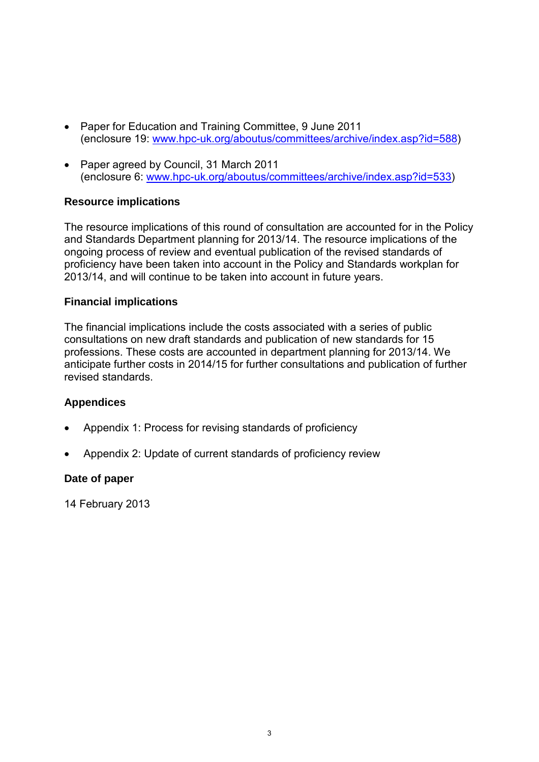- Paper for Education and Training Committee, 9 June 2011 (enclosure 19: www.hpc-uk.org/aboutus/committees/archive/index.asp?id=588)

- Paper agreed by Council, 31 March 2011 (enclosure 6: www.hpc-uk.org/aboutus/committees/archive/index.asp?id=533)

**Resource implications**

The resource implications of this round of consultation are accounted for in the Policy and Standards Department planning for 2013/14. The resource implications of the ongoing process of review and eventual publication of the revised standards of proficiency have been taken into account in the Policy and Standards workplan for 2013/14, and will continue to be taken into account in future years.

**Financial implications**

The financial implications include the costs associated with a series of public consultations on new draft standards and publication of new standards for 15 professions. These costs are accounted in department planning for 2013/14. We anticipate further costs in 2014/15 for further consultations and publication of further revised standards.

**Appendices**

- Appendix 1: Process for revising standards of proficiency

- Appendix 2: Update of current standards of proficiency review

**Date of paper**

14 February 2013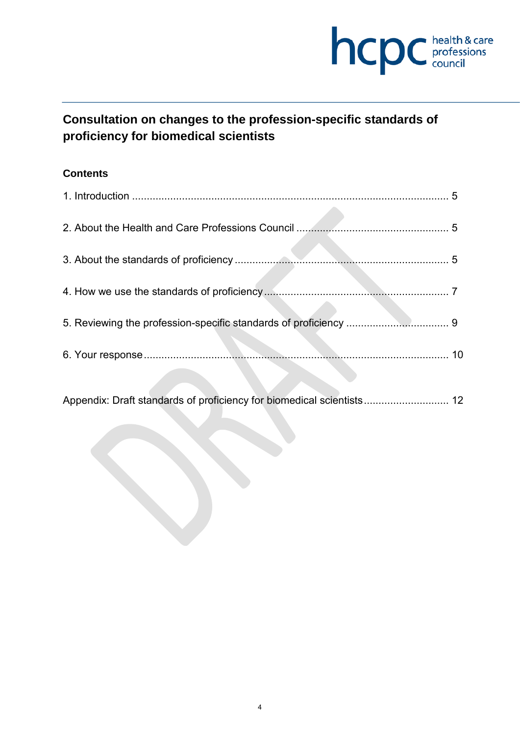# Consultation on changes to the profession-specific standards of proficiency for biomedical scientists

## Contents

1. Introduction ........................................................................................................... 5

2. About the Health and Care Professions Council .................................................... 5

3. About the standards of proficiency ......................................................................... 5

4. How we use the standards of proficiency ............................................................... 7

5. Reviewing the profession-specific standards of proficiency .................................. 9

6. Your response ....................................................................................................... 10

Appendix: Draft standards of proficiency for biomedical scientists ............................ 12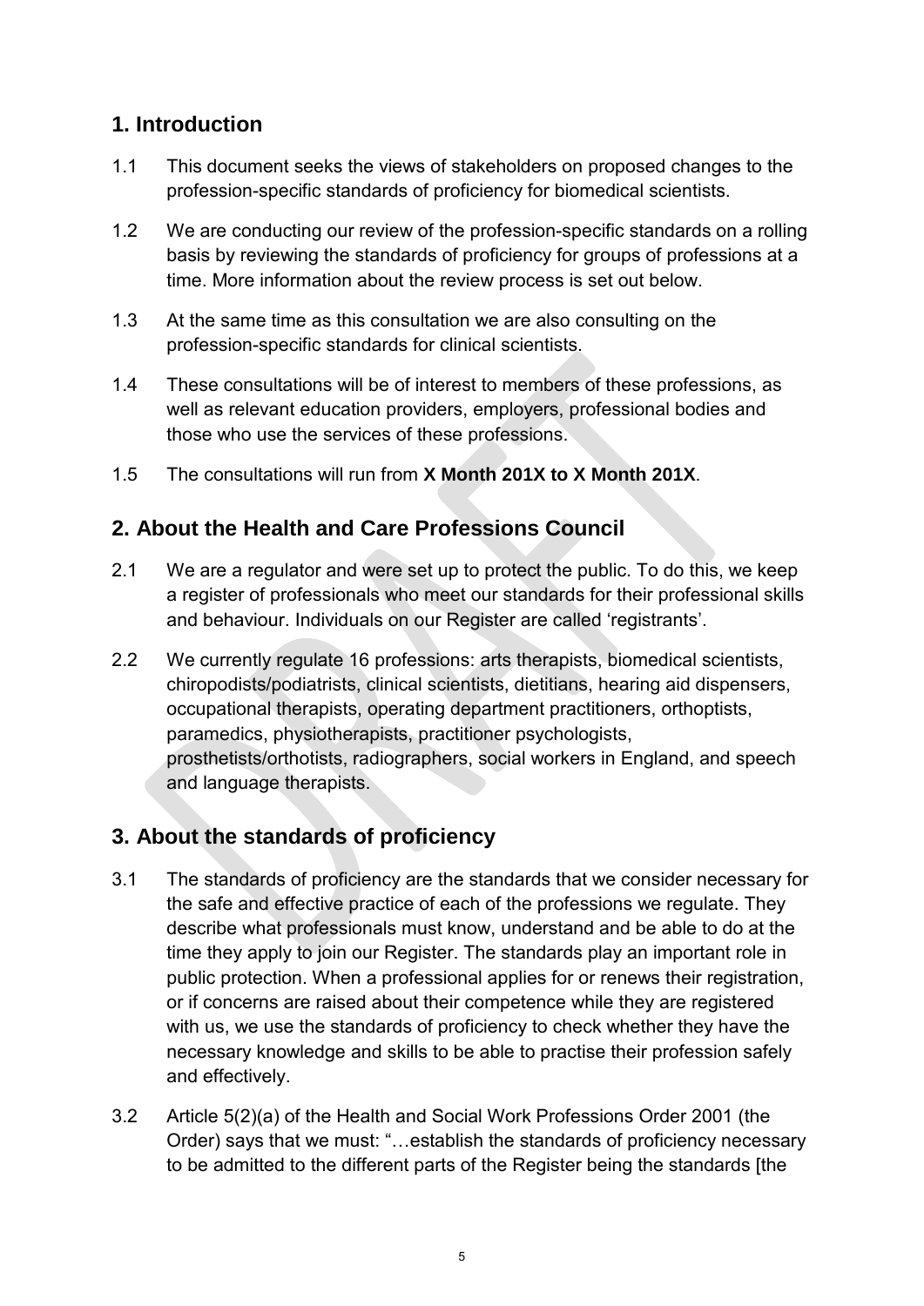## 1. Introduction

1.1 This document seeks the views of stakeholders on proposed changes to the profession-specific standards of proficiency for biomedical scientists.

1.2 We are conducting our review of the profession-specific standards on a rolling basis by reviewing the standards of proficiency for groups of professions at a time. More information about the review process is set out below.

1.3 At the same time as this consultation we are also consulting on the profession-specific standards for clinical scientists.

1.4 These consultations will be of interest to members of these professions, as well as relevant education providers, employers, professional bodies and those who use the services of these professions.

1.5 The consultations will run from **X Month 201X to X Month 201X**.

## 2. About the Health and Care Professions Council

2.1 We are a regulator and were set up to protect the public. To do this, we keep a register of professionals who meet our standards for their professional skills and behaviour. Individuals on our Register are called 'registrants'.

2.2 We currently regulate 16 professions: arts therapists, biomedical scientists, chiropodists/podiatrists, clinical scientists, dietitians, hearing aid dispensers, occupational therapists, operating department practitioners, orthoptists, paramedics, physiotherapists, practitioner psychologists, prosthetists/orthotists, radiographers, social workers in England, and speech and language therapists.

## 3. About the standards of proficiency

3.1 The standards of proficiency are the standards that we consider necessary for the safe and effective practice of each of the professions we regulate. They describe what professionals must know, understand and be able to do at the time they apply to join our Register. The standards play an important role in public protection. When a professional applies for or renews their registration, or if concerns are raised about their competence while they are registered with us, we use the standards of proficiency to check whether they have the necessary knowledge and skills to be able to practise their profession safely and effectively.

3.2 Article 5(2)(a) of the Health and Social Work Professions Order 2001 (the Order) says that we must: "…establish the standards of proficiency necessary to be admitted to the different parts of the Register being the standards [the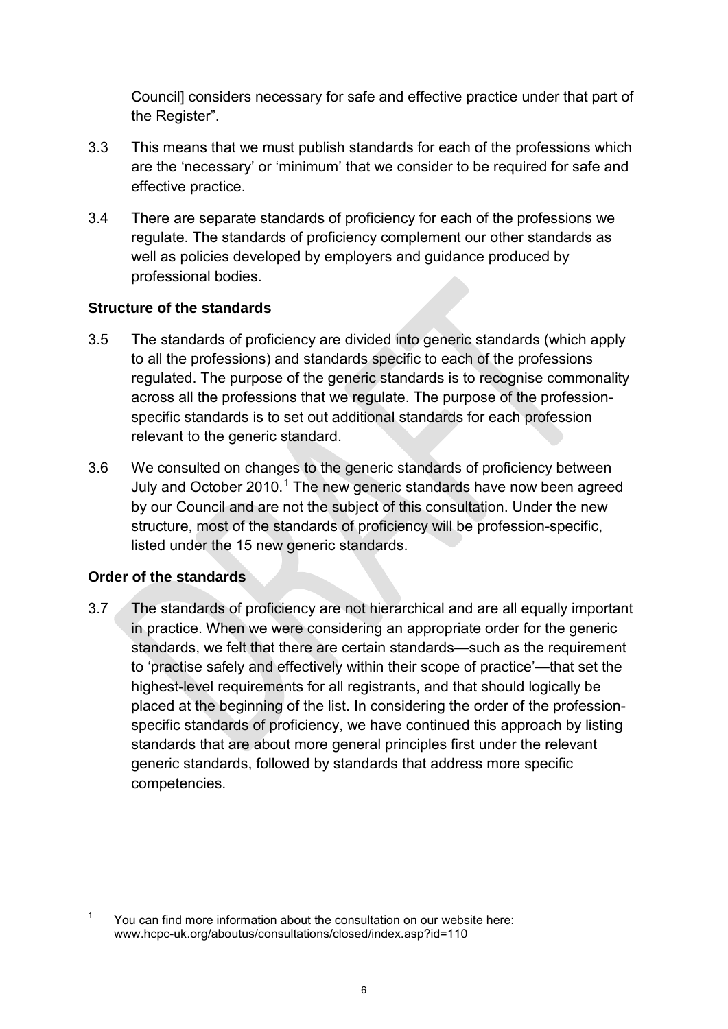Council] considers necessary for safe and effective practice under that part of the Register".

3.3 This means that we must publish standards for each of the professions which are the 'necessary' or 'minimum' that we consider to be required for safe and effective practice.

3.4 There are separate standards of proficiency for each of the professions we regulate. The standards of proficiency complement our other standards as well as policies developed by employers and guidance produced by professional bodies.

**Structure of the standards**

3.5 The standards of proficiency are divided into generic standards (which apply to all the professions) and standards specific to each of the professions regulated. The purpose of the generic standards is to recognise commonality across all the professions that we regulate. The purpose of the profession-specific standards is to set out additional standards for each profession relevant to the generic standard.

3.6 We consulted on changes to the generic standards of proficiency between July and October 2010.[1] The new generic standards have now been agreed by our Council and are not the subject of this consultation. Under the new structure, most of the standards of proficiency will be profession-specific, listed under the 15 new generic standards.

**Order of the standards**

3.7 The standards of proficiency are not hierarchical and are all equally important in practice. When we were considering an appropriate order for the generic standards, we felt that there are certain standards—such as the requirement to 'practise safely and effectively within their scope of practice'—that set the highest-level requirements for all registrants, and that should logically be placed at the beginning of the list. In considering the order of the profession-specific standards of proficiency, we have continued this approach by listing standards that are about more general principles first under the relevant generic standards, followed by standards that address more specific competencies.

[1] You can find more information about the consultation on our website here: www.hcpc-uk.org/aboutus/consultations/closed/index.asp?id=110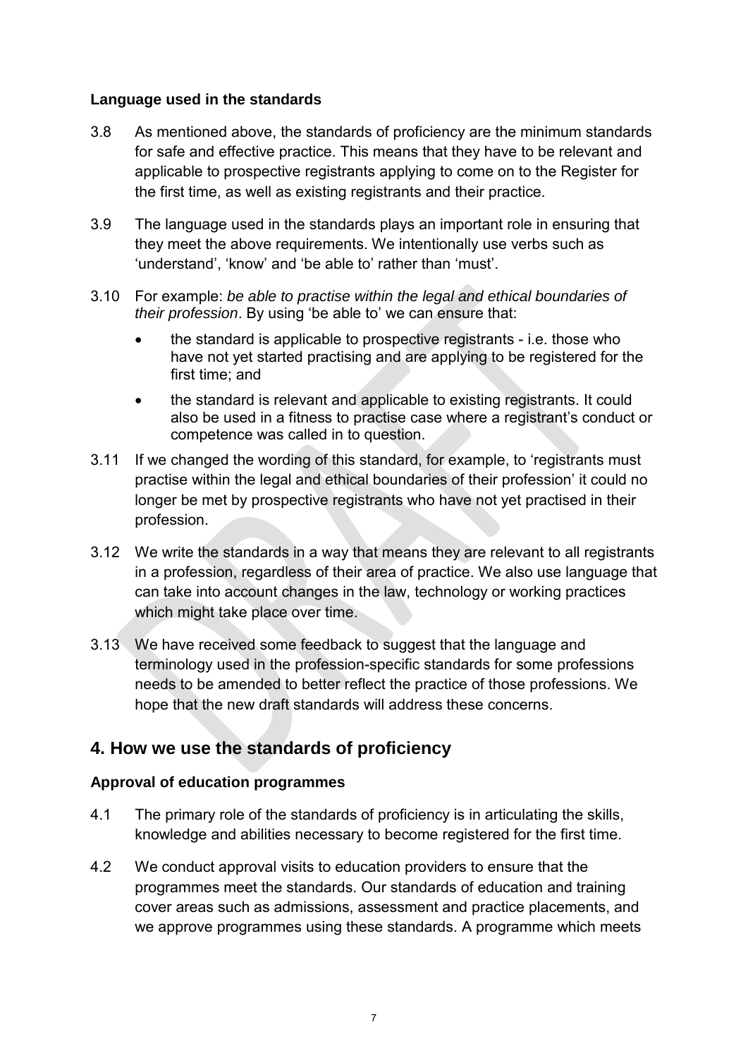### Language used in the standards

3.8 As mentioned above, the standards of proficiency are the minimum standards for safe and effective practice. This means that they have to be relevant and applicable to prospective registrants applying to come on to the Register for the first time, as well as existing registrants and their practice.

3.9 The language used in the standards plays an important role in ensuring that they meet the above requirements. We intentionally use verbs such as 'understand', 'know' and 'be able to' rather than 'must'.

3.10 For example: *be able to practise within the legal and ethical boundaries of their profession*. By using 'be able to' we can ensure that:

- the standard is applicable to prospective registrants - i.e. those who have not yet started practising and are applying to be registered for the first time; and
- the standard is relevant and applicable to existing registrants. It could also be used in a fitness to practise case where a registrant's conduct or competence was called in to question.

3.11 If we changed the wording of this standard, for example, to 'registrants must practise within the legal and ethical boundaries of their profession' it could no longer be met by prospective registrants who have not yet practised in their profession.

3.12 We write the standards in a way that means they are relevant to all registrants in a profession, regardless of their area of practice. We also use language that can take into account changes in the law, technology or working practices which might take place over time.

3.13 We have received some feedback to suggest that the language and terminology used in the profession-specific standards for some professions needs to be amended to better reflect the practice of those professions. We hope that the new draft standards will address these concerns.

## 4. How we use the standards of proficiency

### Approval of education programmes

4.1 The primary role of the standards of proficiency is in articulating the skills, knowledge and abilities necessary to become registered for the first time.

4.2 We conduct approval visits to education providers to ensure that the programmes meet the standards. Our standards of education and training cover areas such as admissions, assessment and practice placements, and we approve programmes using these standards. A programme which meets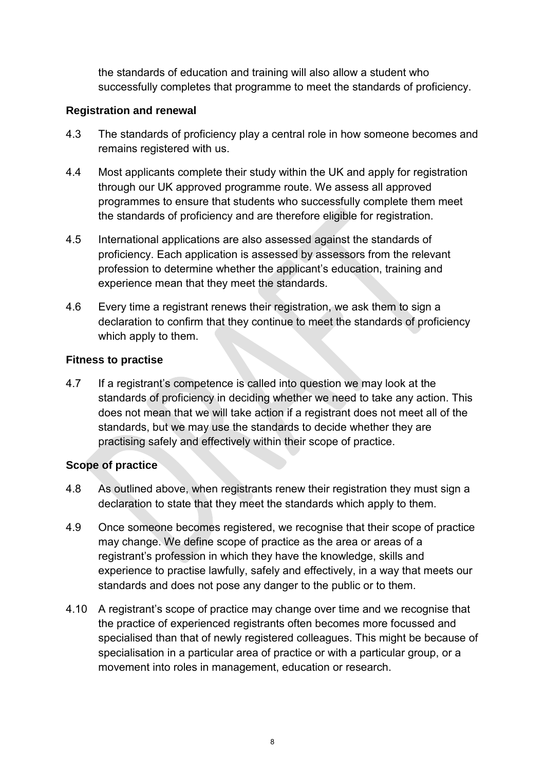the standards of education and training will also allow a student who successfully completes that programme to meet the standards of proficiency.

### Registration and renewal

4.3 The standards of proficiency play a central role in how someone becomes and remains registered with us.

4.4 Most applicants complete their study within the UK and apply for registration through our UK approved programme route. We assess all approved programmes to ensure that students who successfully complete them meet the standards of proficiency and are therefore eligible for registration.

4.5 International applications are also assessed against the standards of proficiency. Each application is assessed by assessors from the relevant profession to determine whether the applicant's education, training and experience mean that they meet the standards.

4.6 Every time a registrant renews their registration, we ask them to sign a declaration to confirm that they continue to meet the standards of proficiency which apply to them.

### Fitness to practise

4.7 If a registrant's competence is called into question we may look at the standards of proficiency in deciding whether we need to take any action. This does not mean that we will take action if a registrant does not meet all of the standards, but we may use the standards to decide whether they are practising safely and effectively within their scope of practice.

### Scope of practice

4.8 As outlined above, when registrants renew their registration they must sign a declaration to state that they meet the standards which apply to them.

4.9 Once someone becomes registered, we recognise that their scope of practice may change. We define scope of practice as the area or areas of a registrant's profession in which they have the knowledge, skills and experience to practise lawfully, safely and effectively, in a way that meets our standards and does not pose any danger to the public or to them.

4.10 A registrant's scope of practice may change over time and we recognise that the practice of experienced registrants often becomes more focussed and specialised than that of newly registered colleagues. This might be because of specialisation in a particular area of practice or with a particular group, or a movement into roles in management, education or research.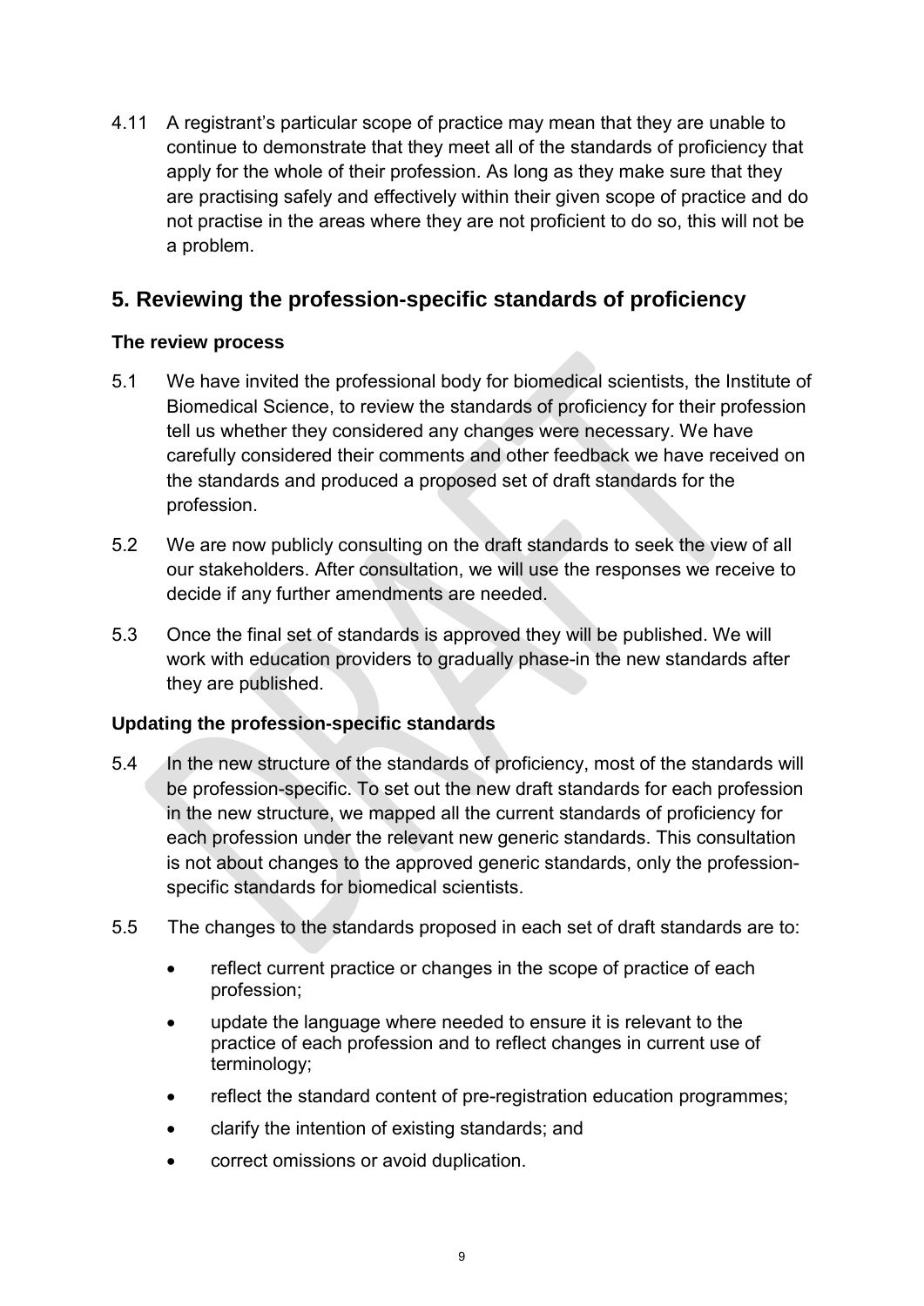4.11 A registrant's particular scope of practice may mean that they are unable to continue to demonstrate that they meet all of the standards of proficiency that apply for the whole of their profession. As long as they make sure that they are practising safely and effectively within their given scope of practice and do not practise in the areas where they are not proficient to do so, this will not be a problem.

## 5. Reviewing the profession-specific standards of proficiency

### The review process

5.1 We have invited the professional body for biomedical scientists, the Institute of Biomedical Science, to review the standards of proficiency for their profession tell us whether they considered any changes were necessary. We have carefully considered their comments and other feedback we have received on the standards and produced a proposed set of draft standards for the profession.

5.2 We are now publicly consulting on the draft standards to seek the view of all our stakeholders. After consultation, we will use the responses we receive to decide if any further amendments are needed.

5.3 Once the final set of standards is approved they will be published. We will work with education providers to gradually phase-in the new standards after they are published.

### Updating the profession-specific standards

5.4 In the new structure of the standards of proficiency, most of the standards will be profession-specific. To set out the new draft standards for each profession in the new structure, we mapped all the current standards of proficiency for each profession under the relevant new generic standards. This consultation is not about changes to the approved generic standards, only the profession-specific standards for biomedical scientists.

5.5 The changes to the standards proposed in each set of draft standards are to:

- reflect current practice or changes in the scope of practice of each profession;
- update the language where needed to ensure it is relevant to the practice of each profession and to reflect changes in current use of terminology;
- reflect the standard content of pre-registration education programmes;
- clarify the intention of existing standards; and
- correct omissions or avoid duplication.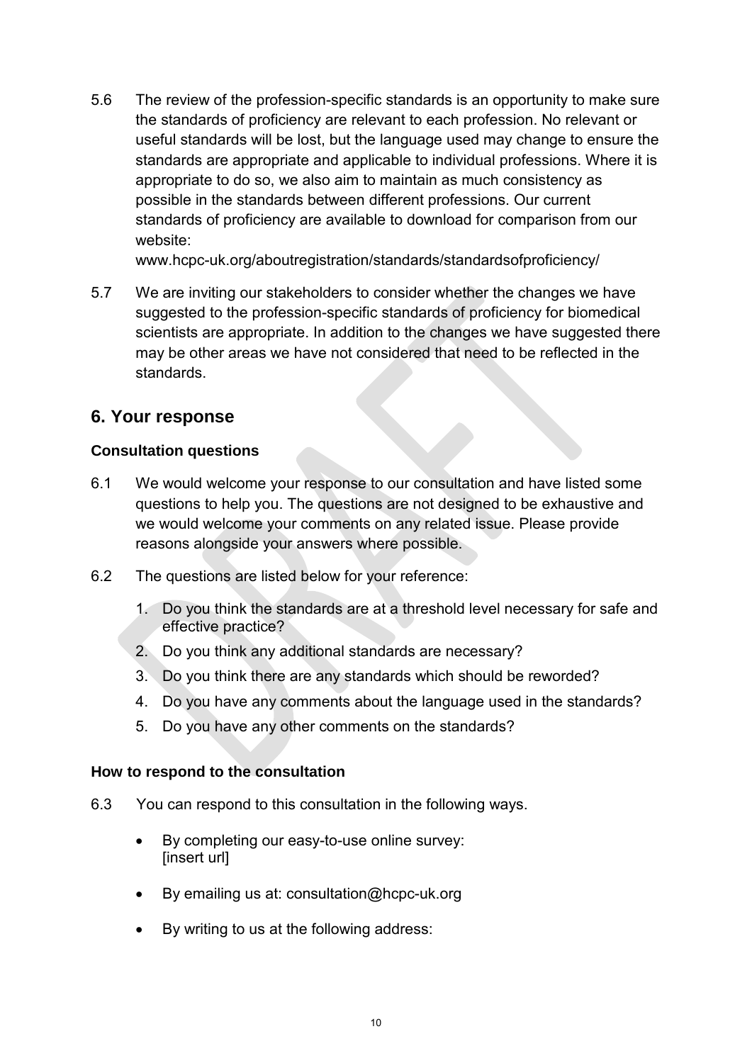5.6 The review of the profession-specific standards is an opportunity to make sure the standards of proficiency are relevant to each profession. No relevant or useful standards will be lost, but the language used may change to ensure the standards are appropriate and applicable to individual professions. Where it is appropriate to do so, we also aim to maintain as much consistency as possible in the standards between different professions. Our current standards of proficiency are available to download for comparison from our website:
www.hcpc-uk.org/aboutregistration/standards/standardsofproficiency/

5.7 We are inviting our stakeholders to consider whether the changes we have suggested to the profession-specific standards of proficiency for biomedical scientists are appropriate. In addition to the changes we have suggested there may be other areas we have not considered that need to be reflected in the standards.

## 6. Your response

### Consultation questions

6.1 We would welcome your response to our consultation and have listed some questions to help you. The questions are not designed to be exhaustive and we would welcome your comments on any related issue. Please provide reasons alongside your answers where possible.

6.2 The questions are listed below for your reference:

1. Do you think the standards are at a threshold level necessary for safe and effective practice?
2. Do you think any additional standards are necessary?
3. Do you think there are any standards which should be reworded?
4. Do you have any comments about the language used in the standards?
5. Do you have any other comments on the standards?

### How to respond to the consultation

6.3 You can respond to this consultation in the following ways.

- By completing our easy-to-use online survey:
  [insert url]
- By emailing us at: consultation@hcpc-uk.org
- By writing to us at the following address: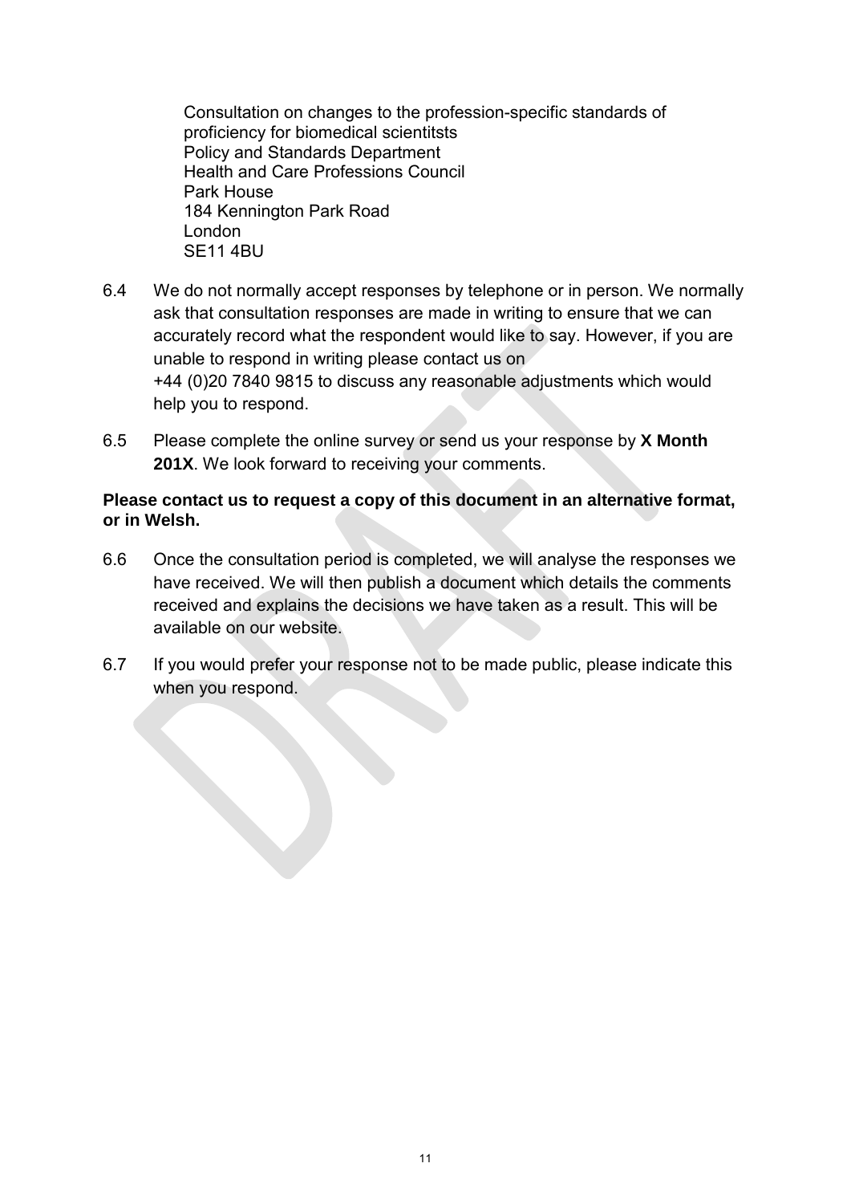Consultation on changes to the profession-specific standards of proficiency for biomedical scientitsts
Policy and Standards Department
Health and Care Professions Council
Park House
184 Kennington Park Road
London
SE11 4BU

6.4 We do not normally accept responses by telephone or in person. We normally ask that consultation responses are made in writing to ensure that we can accurately record what the respondent would like to say. However, if you are unable to respond in writing please contact us on +44 (0)20 7840 9815 to discuss any reasonable adjustments which would help you to respond.

6.5 Please complete the online survey or send us your response by **X Month 201X**. We look forward to receiving your comments.

**Please contact us to request a copy of this document in an alternative format, or in Welsh.**

6.6 Once the consultation period is completed, we will analyse the responses we have received. We will then publish a document which details the comments received and explains the decisions we have taken as a result. This will be available on our website.

6.7 If you would prefer your response not to be made public, please indicate this when you respond.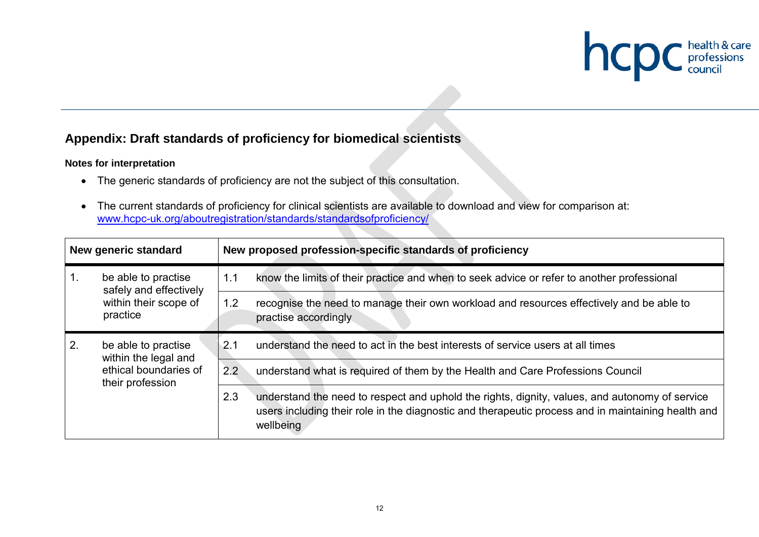## Appendix: Draft standards of proficiency for biomedical scientists

**Notes for interpretation**

- The generic standards of proficiency are not the subject of this consultation.
- The current standards of proficiency for clinical scientists are available to download and view for comparison at: www.hcpc-uk.org/aboutregistration/standards/standardsofproficiency/

| New generic standard | | New proposed profession-specific standards of proficiency | |
|---|---|---|---|
| 1. | be able to practise safely and effectively within their scope of practice | 1.1 | know the limits of their practice and when to seek advice or refer to another professional |
| | | 1.2 | recognise the need to manage their own workload and resources effectively and be able to practise accordingly |
| 2. | be able to practise within the legal and ethical boundaries of their profession | 2.1 | understand the need to act in the best interests of service users at all times |
| | | 2.2 | understand what is required of them by the Health and Care Professions Council |
| | | 2.3 | understand the need to respect and uphold the rights, dignity, values, and autonomy of service users including their role in the diagnostic and therapeutic process and in maintaining health and wellbeing |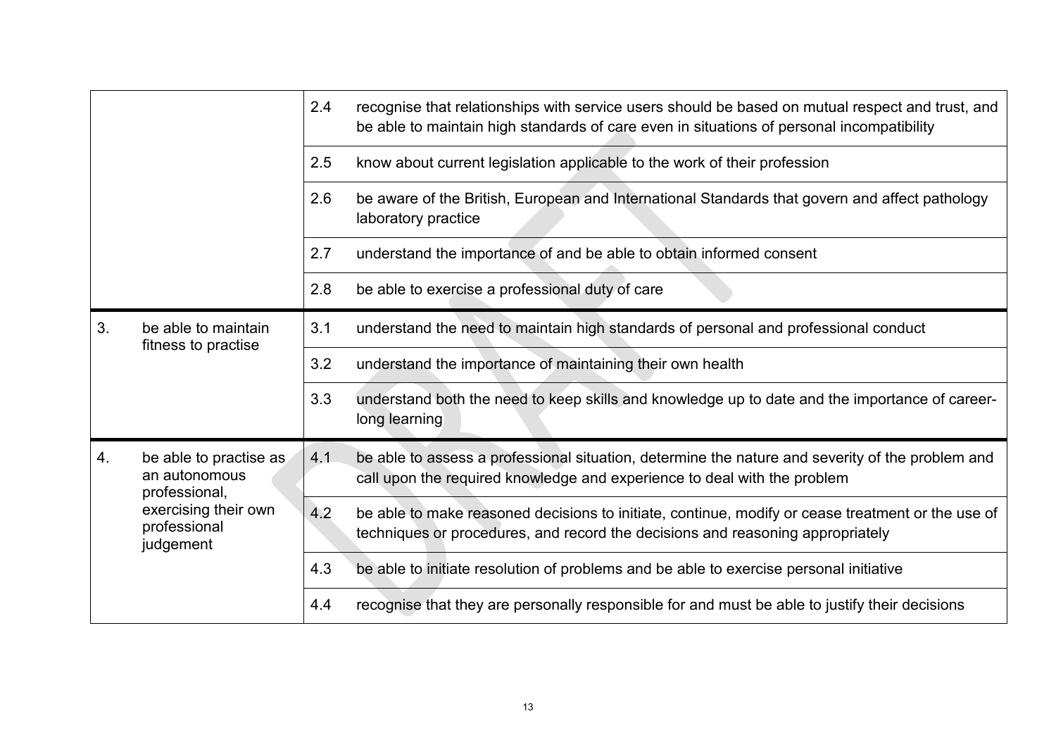| | | |
|---|---|---|
| | 2.4 | recognise that relationships with service users should be based on mutual respect and trust, and be able to maintain high standards of care even in situations of personal incompatibility |
| | 2.5 | know about current legislation applicable to the work of their profession |
| | 2.6 | be aware of the British, European and International Standards that govern and affect pathology laboratory practice |
| | 2.7 | understand the importance of and be able to obtain informed consent |
| | 2.8 | be able to exercise a professional duty of care |
| 3. be able to maintain fitness to practise | 3.1 | understand the need to maintain high standards of personal and professional conduct |
| | 3.2 | understand the importance of maintaining their own health |
| | 3.3 | understand both the need to keep skills and knowledge up to date and the importance of career-long learning |
| 4. be able to practise as an autonomous professional, exercising their own professional judgement | 4.1 | be able to assess a professional situation, determine the nature and severity of the problem and call upon the required knowledge and experience to deal with the problem |
| | 4.2 | be able to make reasoned decisions to initiate, continue, modify or cease treatment or the use of techniques or procedures, and record the decisions and reasoning appropriately |
| | 4.3 | be able to initiate resolution of problems and be able to exercise personal initiative |
| | 4.4 | recognise that they are personally responsible for and must be able to justify their decisions |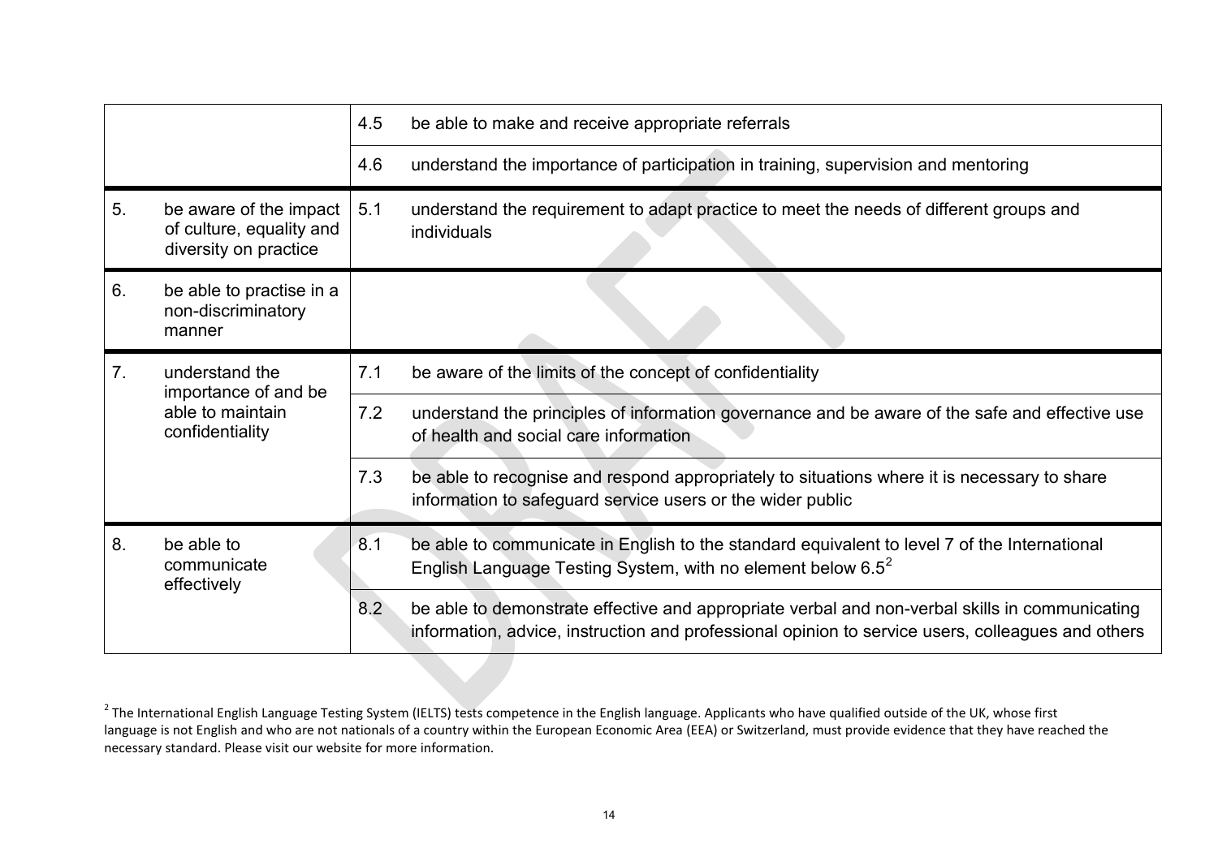| | | |
|---|---|---|
| | 4.5 | be able to make and receive appropriate referrals |
| | 4.6 | understand the importance of participation in training, supervision and mentoring |
| 5. be aware of the impact of culture, equality and diversity on practice | 5.1 | understand the requirement to adapt practice to meet the needs of different groups and individuals |
| 6. be able to practise in a non-discriminatory manner | | |
| 7. understand the importance of and be able to maintain confidentiality | 7.1 | be aware of the limits of the concept of confidentiality |
| | 7.2 | understand the principles of information governance and be aware of the safe and effective use of health and social care information |
| | 7.3 | be able to recognise and respond appropriately to situations where it is necessary to share information to safeguard service users or the wider public |
| 8. be able to communicate effectively | 8.1 | be able to communicate in English to the standard equivalent to level 7 of the International English Language Testing System, with no element below 6.5[2] |
| | 8.2 | be able to demonstrate effective and appropriate verbal and non-verbal skills in communicating information, advice, instruction and professional opinion to service users, colleagues and others |

[2] The International English Language Testing System (IELTS) tests competence in the English language. Applicants who have qualified outside of the UK, whose first language is not English and who are not nationals of a country within the European Economic Area (EEA) or Switzerland, must provide evidence that they have reached the necessary standard. Please visit our website for more information.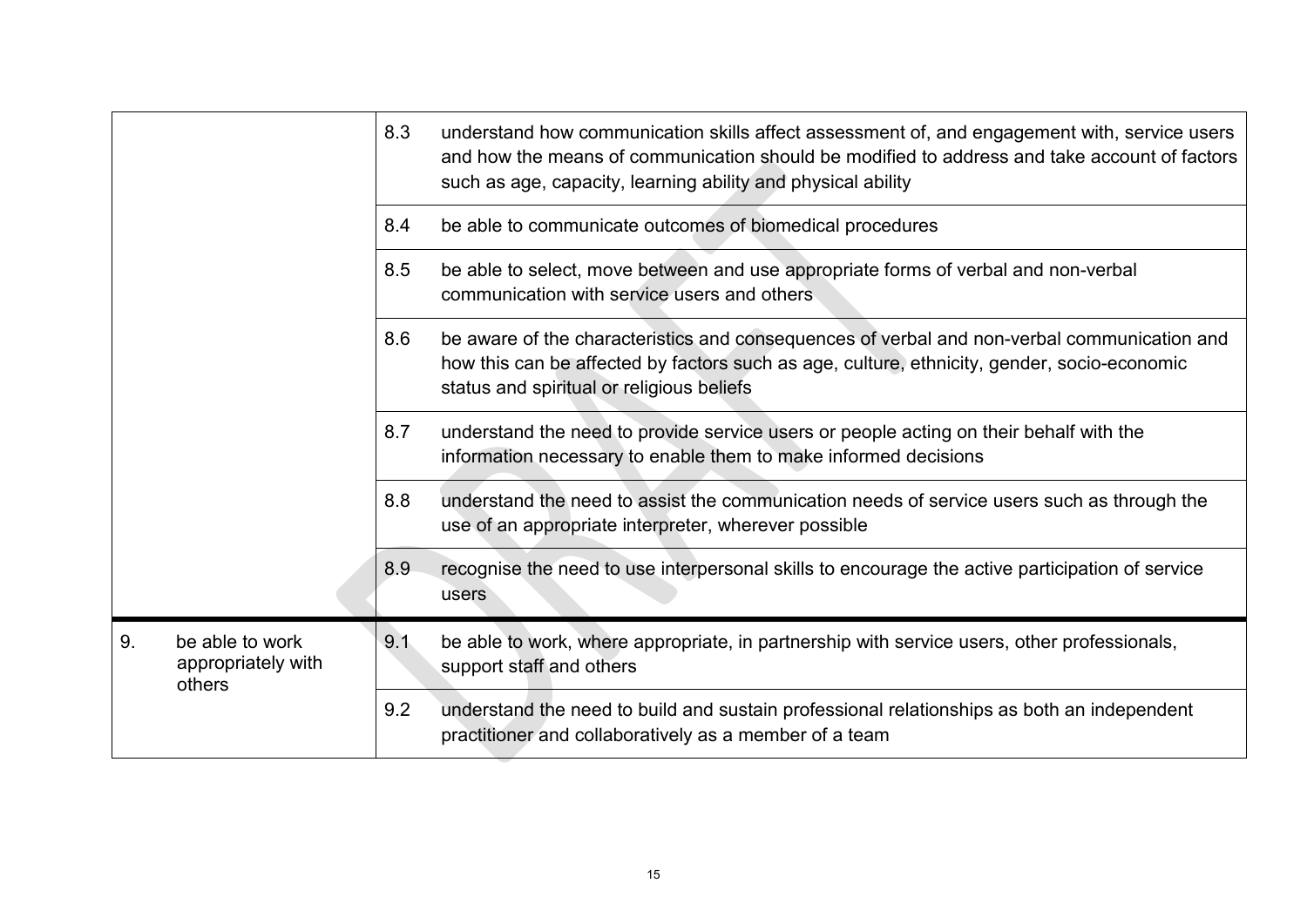| | | |
|---|---|---|
| | 8.3 | understand how communication skills affect assessment of, and engagement with, service users and how the means of communication should be modified to address and take account of factors such as age, capacity, learning ability and physical ability |
| | 8.4 | be able to communicate outcomes of biomedical procedures |
| | 8.5 | be able to select, move between and use appropriate forms of verbal and non-verbal communication with service users and others |
| | 8.6 | be aware of the characteristics and consequences of verbal and non-verbal communication and how this can be affected by factors such as age, culture, ethnicity, gender, socio-economic status and spiritual or religious beliefs |
| | 8.7 | understand the need to provide service users or people acting on their behalf with the information necessary to enable them to make informed decisions |
| | 8.8 | understand the need to assist the communication needs of service users such as through the use of an appropriate interpreter, wherever possible |
| | 8.9 | recognise the need to use interpersonal skills to encourage the active participation of service users |
| 9. be able to work appropriately with others | 9.1 | be able to work, where appropriate, in partnership with service users, other professionals, support staff and others |
| | 9.2 | understand the need to build and sustain professional relationships as both an independent practitioner and collaboratively as a member of a team |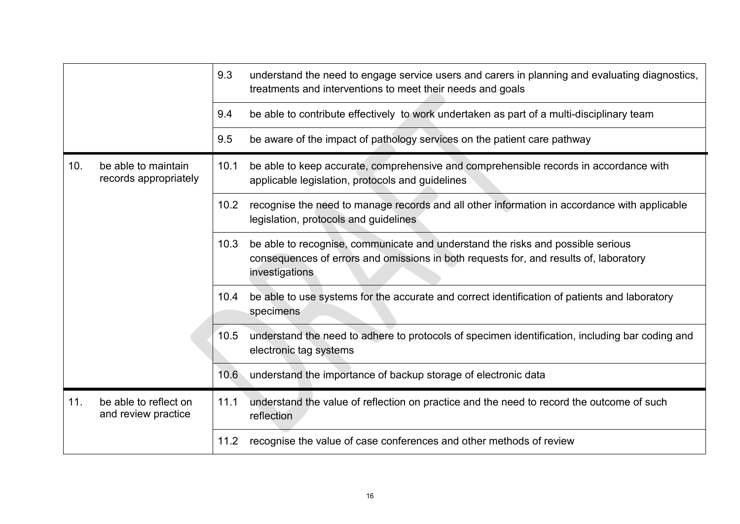| | | |
|---|---|---|
| | 9.3 | understand the need to engage service users and carers in planning and evaluating diagnostics, treatments and interventions to meet their needs and goals |
| | 9.4 | be able to contribute effectively to work undertaken as part of a multi-disciplinary team |
| | 9.5 | be aware of the impact of pathology services on the patient care pathway |
| 10. be able to maintain records appropriately | 10.1 | be able to keep accurate, comprehensive and comprehensible records in accordance with applicable legislation, protocols and guidelines |
| | 10.2 | recognise the need to manage records and all other information in accordance with applicable legislation, protocols and guidelines |
| | 10.3 | be able to recognise, communicate and understand the risks and possible serious consequences of errors and omissions in both requests for, and results of, laboratory investigations |
| | 10.4 | be able to use systems for the accurate and correct identification of patients and laboratory specimens |
| | 10.5 | understand the need to adhere to protocols of specimen identification, including bar coding and electronic tag systems |
| | 10.6 | understand the importance of backup storage of electronic data |
| 11. be able to reflect on and review practice | 11.1 | understand the value of reflection on practice and the need to record the outcome of such reflection |
| | 11.2 | recognise the value of case conferences and other methods of review |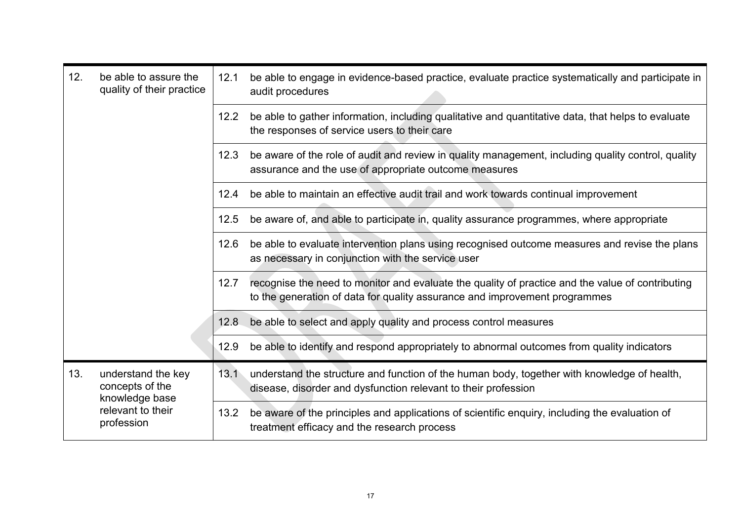| | | | |
|---|---|---|---|
| 12. | be able to assure the quality of their practice | 12.1 | be able to engage in evidence-based practice, evaluate practice systematically and participate in audit procedures |
| | | 12.2 | be able to gather information, including qualitative and quantitative data, that helps to evaluate the responses of service users to their care |
| | | 12.3 | be aware of the role of audit and review in quality management, including quality control, quality assurance and the use of appropriate outcome measures |
| | | 12.4 | be able to maintain an effective audit trail and work towards continual improvement |
| | | 12.5 | be aware of, and able to participate in, quality assurance programmes, where appropriate |
| | | 12.6 | be able to evaluate intervention plans using recognised outcome measures and revise the plans as necessary in conjunction with the service user |
| | | 12.7 | recognise the need to monitor and evaluate the quality of practice and the value of contributing to the generation of data for quality assurance and improvement programmes |
| | | 12.8 | be able to select and apply quality and process control measures |
| | | 12.9 | be able to identify and respond appropriately to abnormal outcomes from quality indicators |
| 13. | understand the key concepts of the knowledge base relevant to their profession | 13.1 | understand the structure and function of the human body, together with knowledge of health, disease, disorder and dysfunction relevant to their profession |
| | | 13.2 | be aware of the principles and applications of scientific enquiry, including the evaluation of treatment efficacy and the research process |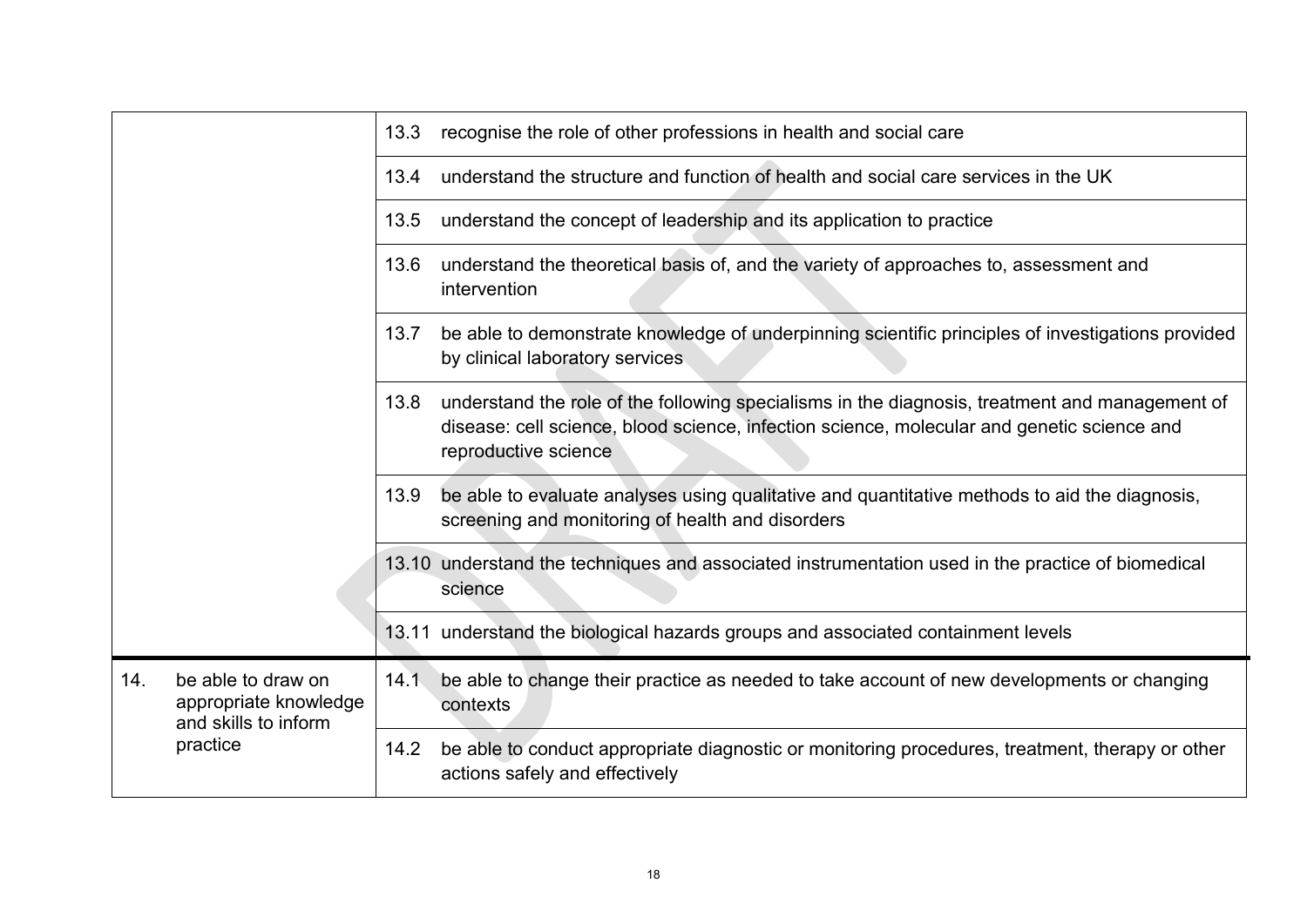| | |
|---|---|
| | 13.3 recognise the role of other professions in health and social care |
| | 13.4 understand the structure and function of health and social care services in the UK |
| | 13.5 understand the concept of leadership and its application to practice |
| | 13.6 understand the theoretical basis of, and the variety of approaches to, assessment and intervention |
| | 13.7 be able to demonstrate knowledge of underpinning scientific principles of investigations provided by clinical laboratory services |
| | 13.8 understand the role of the following specialisms in the diagnosis, treatment and management of disease: cell science, blood science, infection science, molecular and genetic science and reproductive science |
| | 13.9 be able to evaluate analyses using qualitative and quantitative methods to aid the diagnosis, screening and monitoring of health and disorders |
| | 13.10 understand the techniques and associated instrumentation used in the practice of biomedical science |
| | 13.11 understand the biological hazards groups and associated containment levels |
| 14. be able to draw on appropriate knowledge and skills to inform practice | 14.1 be able to change their practice as needed to take account of new developments or changing contexts |
| | 14.2 be able to conduct appropriate diagnostic or monitoring procedures, treatment, therapy or other actions safely and effectively |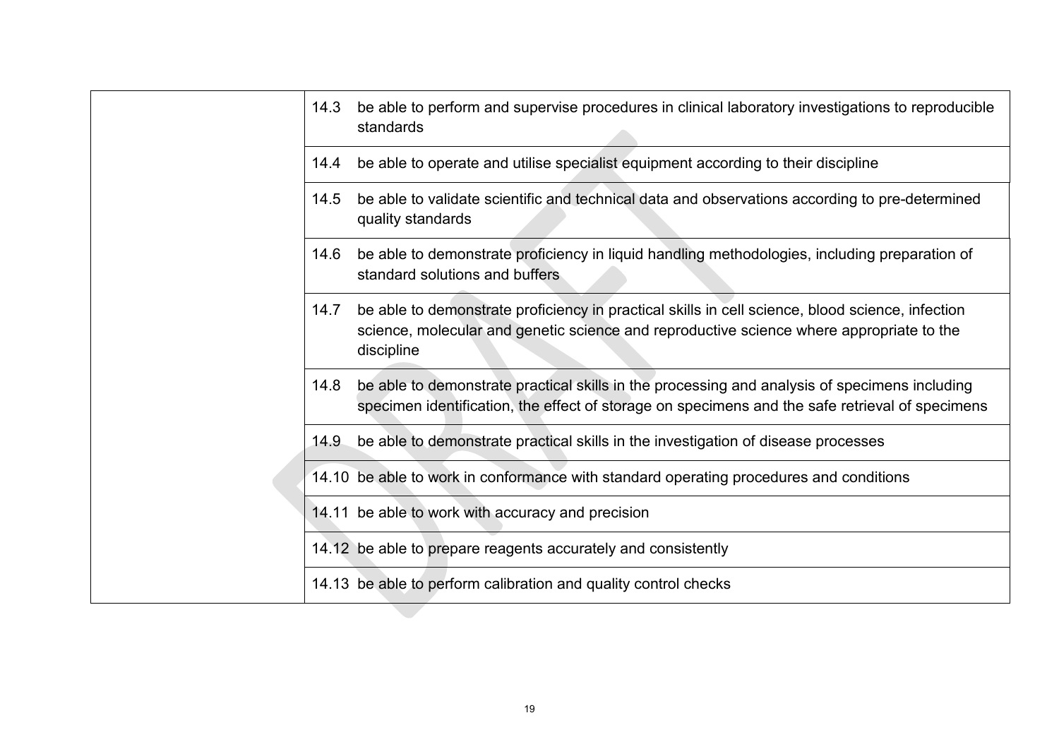| | |
|---|---|
| | 14.3 be able to perform and supervise procedures in clinical laboratory investigations to reproducible standards |
| | 14.4 be able to operate and utilise specialist equipment according to their discipline |
| | 14.5 be able to validate scientific and technical data and observations according to pre-determined quality standards |
| | 14.6 be able to demonstrate proficiency in liquid handling methodologies, including preparation of standard solutions and buffers |
| | 14.7 be able to demonstrate proficiency in practical skills in cell science, blood science, infection science, molecular and genetic science and reproductive science where appropriate to the discipline |
| | 14.8 be able to demonstrate practical skills in the processing and analysis of specimens including specimen identification, the effect of storage on specimens and the safe retrieval of specimens |
| | 14.9 be able to demonstrate practical skills in the investigation of disease processes |
| | 14.10 be able to work in conformance with standard operating procedures and conditions |
| | 14.11 be able to work with accuracy and precision |
| | 14.12 be able to prepare reagents accurately and consistently |
| | 14.13 be able to perform calibration and quality control checks |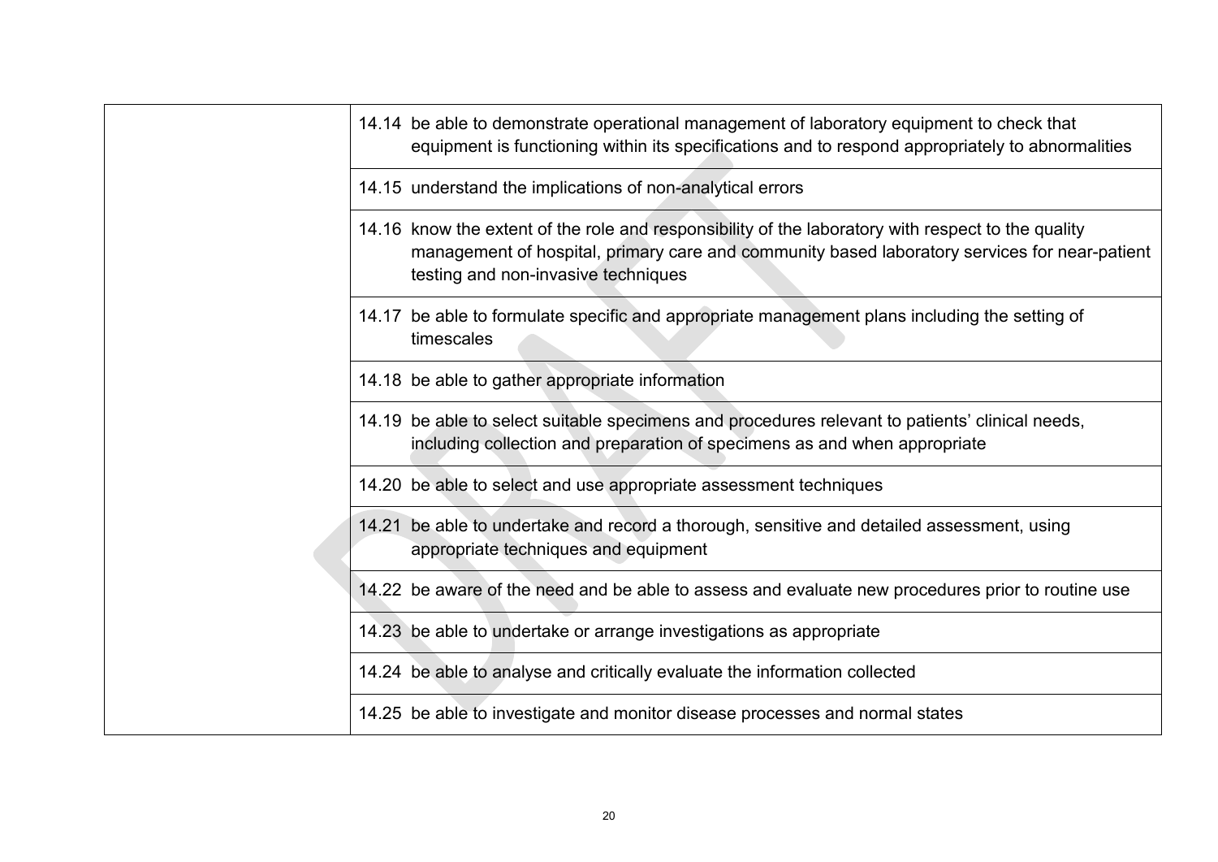| | |
|---|---|
| | 14.14 be able to demonstrate operational management of laboratory equipment to check that equipment is functioning within its specifications and to respond appropriately to abnormalities |
| | 14.15 understand the implications of non-analytical errors |
| | 14.16 know the extent of the role and responsibility of the laboratory with respect to the quality management of hospital, primary care and community based laboratory services for near-patient testing and non-invasive techniques |
| | 14.17 be able to formulate specific and appropriate management plans including the setting of timescales |
| | 14.18 be able to gather appropriate information |
| | 14.19 be able to select suitable specimens and procedures relevant to patients' clinical needs, including collection and preparation of specimens as and when appropriate |
| | 14.20 be able to select and use appropriate assessment techniques |
| | 14.21 be able to undertake and record a thorough, sensitive and detailed assessment, using appropriate techniques and equipment |
| | 14.22 be aware of the need and be able to assess and evaluate new procedures prior to routine use |
| | 14.23 be able to undertake or arrange investigations as appropriate |
| | 14.24 be able to analyse and critically evaluate the information collected |
| | 14.25 be able to investigate and monitor disease processes and normal states |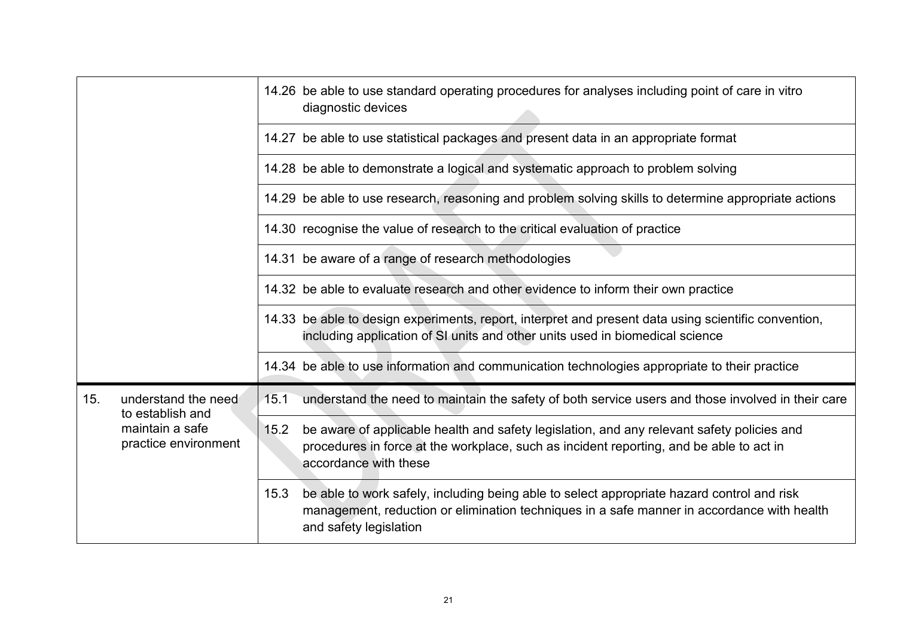| | |
|---|---|
| | 14.26 be able to use standard operating procedures for analyses including point of care in vitro diagnostic devices |
| | 14.27 be able to use statistical packages and present data in an appropriate format |
| | 14.28 be able to demonstrate a logical and systematic approach to problem solving |
| | 14.29 be able to use research, reasoning and problem solving skills to determine appropriate actions |
| | 14.30 recognise the value of research to the critical evaluation of practice |
| | 14.31 be aware of a range of research methodologies |
| | 14.32 be able to evaluate research and other evidence to inform their own practice |
| | 14.33 be able to design experiments, report, interpret and present data using scientific convention, including application of SI units and other units used in biomedical science |
| | 14.34 be able to use information and communication technologies appropriate to their practice |
| 15. understand the need to establish and maintain a safe practice environment | 15.1 understand the need to maintain the safety of both service users and those involved in their care |
| | 15.2 be aware of applicable health and safety legislation, and any relevant safety policies and procedures in force at the workplace, such as incident reporting, and be able to act in accordance with these |
| | 15.3 be able to work safely, including being able to select appropriate hazard control and risk management, reduction or elimination techniques in a safe manner in accordance with health and safety legislation |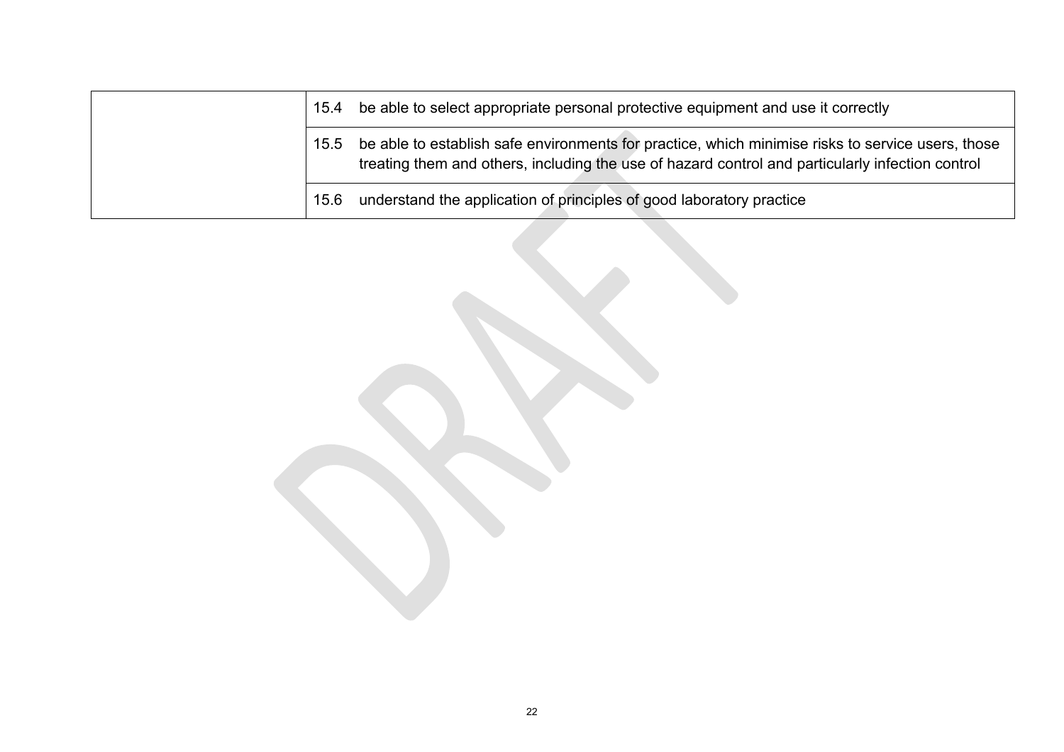| | |
|---|---|
| | 15.4 be able to select appropriate personal protective equipment and use it correctly |
| | 15.5 be able to establish safe environments for practice, which minimise risks to service users, those treating them and others, including the use of hazard control and particularly infection control |
| | 15.6 understand the application of principles of good laboratory practice |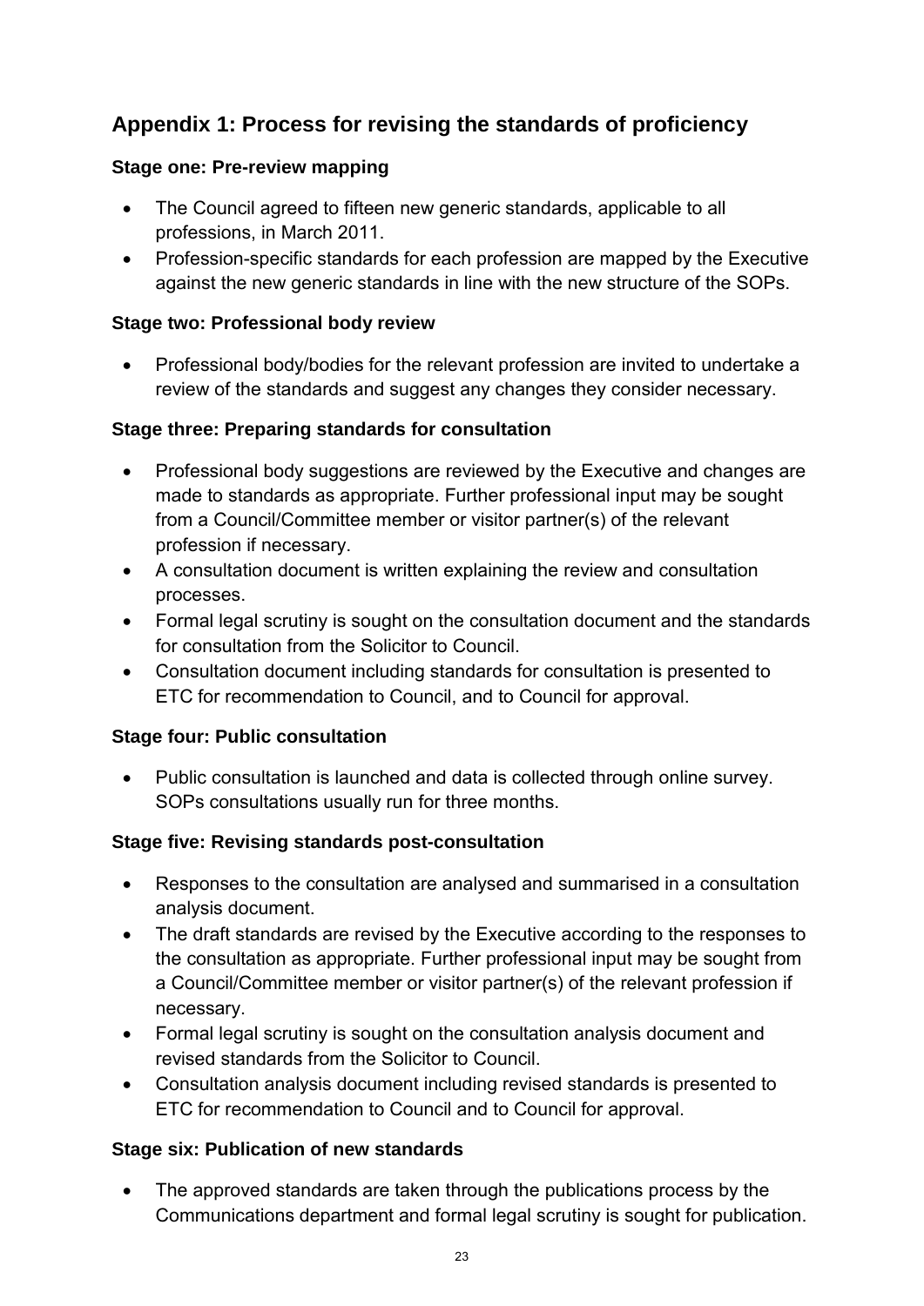## Appendix 1: Process for revising the standards of proficiency

### Stage one: Pre-review mapping

- The Council agreed to fifteen new generic standards, applicable to all professions, in March 2011.
- Profession-specific standards for each profession are mapped by the Executive against the new generic standards in line with the new structure of the SOPs.

### Stage two: Professional body review

- Professional body/bodies for the relevant profession are invited to undertake a review of the standards and suggest any changes they consider necessary.

### Stage three: Preparing standards for consultation

- Professional body suggestions are reviewed by the Executive and changes are made to standards as appropriate. Further professional input may be sought from a Council/Committee member or visitor partner(s) of the relevant profession if necessary.
- A consultation document is written explaining the review and consultation processes.
- Formal legal scrutiny is sought on the consultation document and the standards for consultation from the Solicitor to Council.
- Consultation document including standards for consultation is presented to ETC for recommendation to Council, and to Council for approval.

### Stage four: Public consultation

- Public consultation is launched and data is collected through online survey. SOPs consultations usually run for three months.

### Stage five: Revising standards post-consultation

- Responses to the consultation are analysed and summarised in a consultation analysis document.
- The draft standards are revised by the Executive according to the responses to the consultation as appropriate. Further professional input may be sought from a Council/Committee member or visitor partner(s) of the relevant profession if necessary.
- Formal legal scrutiny is sought on the consultation analysis document and revised standards from the Solicitor to Council.
- Consultation analysis document including revised standards is presented to ETC for recommendation to Council and to Council for approval.

### Stage six: Publication of new standards

- The approved standards are taken through the publications process by the Communications department and formal legal scrutiny is sought for publication.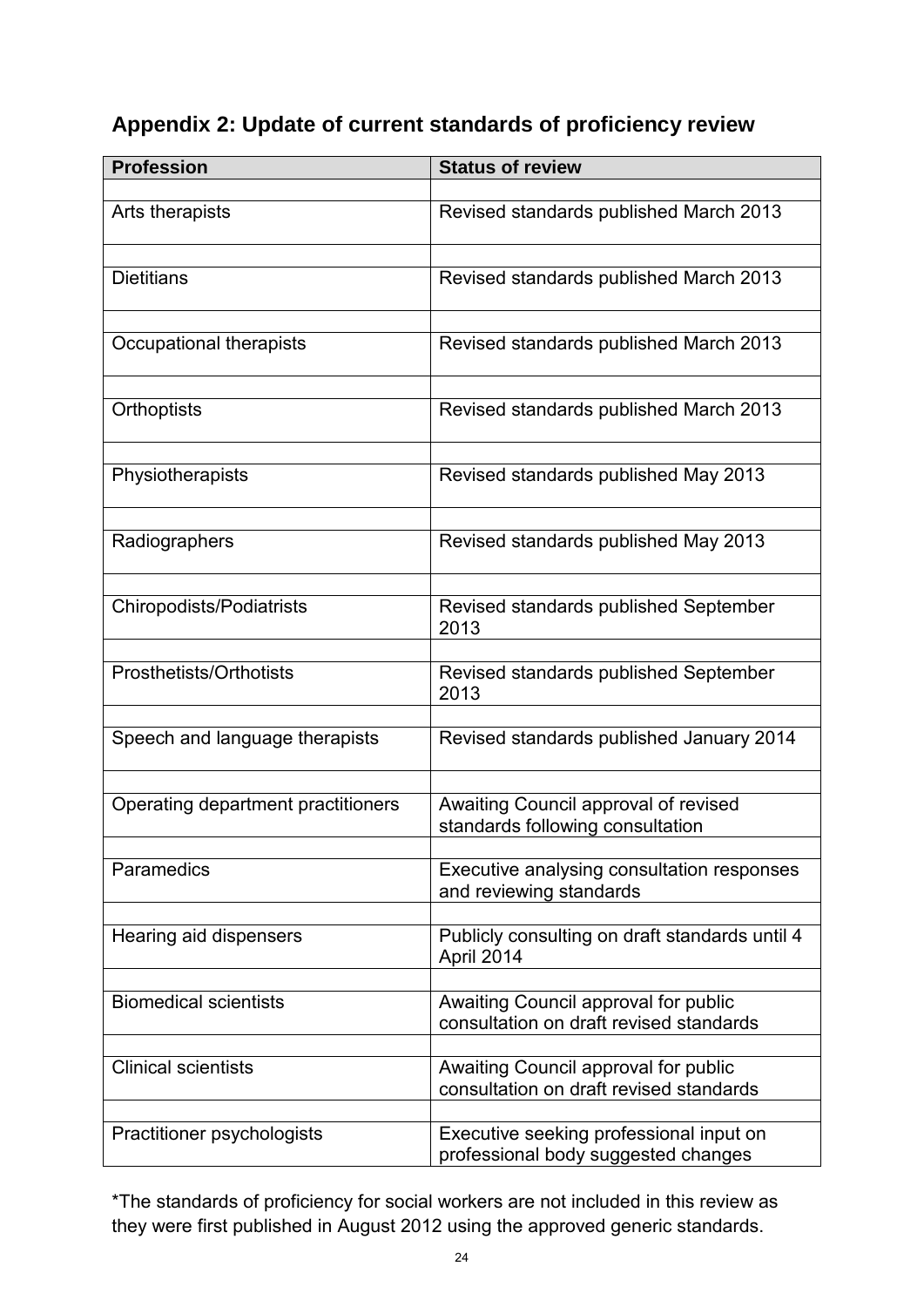## Appendix 2: Update of current standards of proficiency review

| Profession | Status of review |
|---|---|
| Arts therapists | Revised standards published March 2013 |
| Dietitians | Revised standards published March 2013 |
| Occupational therapists | Revised standards published March 2013 |
| Orthoptists | Revised standards published March 2013 |
| Physiotherapists | Revised standards published May 2013 |
| Radiographers | Revised standards published May 2013 |
| Chiropodists/Podiatrists | Revised standards published September 2013 |
| Prosthetists/Orthotists | Revised standards published September 2013 |
| Speech and language therapists | Revised standards published January 2014 |
| Operating department practitioners | Awaiting Council approval of revised standards following consultation |
| Paramedics | Executive analysing consultation responses and reviewing standards |
| Hearing aid dispensers | Publicly consulting on draft standards until 4 April 2014 |
| Biomedical scientists | Awaiting Council approval for public consultation on draft revised standards |
| Clinical scientists | Awaiting Council approval for public consultation on draft revised standards |
| Practitioner psychologists | Executive seeking professional input on professional body suggested changes |

*The standards of proficiency for social workers are not included in this review as they were first published in August 2012 using the approved generic standards.